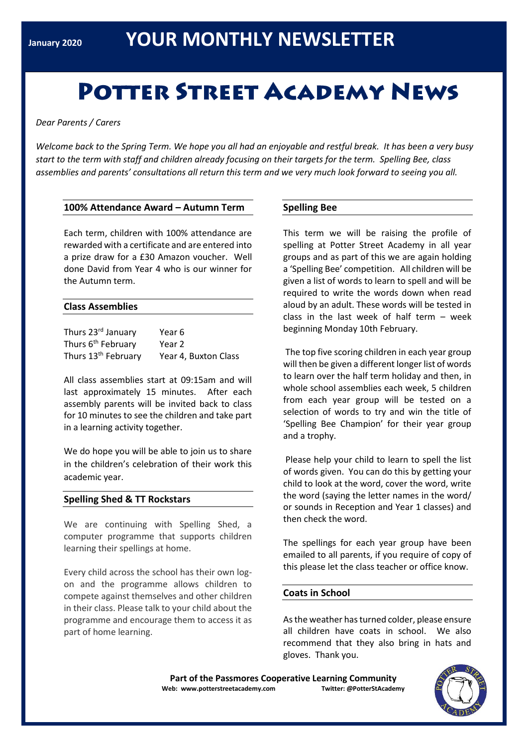January 2020

# YOUR MONTHLY NEWSLETTER

# Potter Street Academy News

*Dear Parents / Carers*

*Welcome back to the Spring Term. We hope you all had an enjoyable and restful break. It has been a very busy start to the term with staff and children already focusing on their targets for the term. Spelling Bee, class assemblies and parents' consultations all return this term and we very much look forward to seeing you all.*

## 100% Attendance Award – Autumn Term

Each term, children with 100% attendance are rewarded with a certificate and are entered into a prize draw for a £30 Amazon voucher. Well done David from Year 4 who is our winner for the Autumn term.

## Class Assemblies

| | |
|---|---|
| Thurs 23rd January | Year 6 |
| Thurs 6th February | Year 2 |
| Thurs 13th February | Year 4, Buxton Class |

All class assemblies start at 09:15am and will last approximately 15 minutes. After each assembly parents will be invited back to class for 10 minutes to see the children and take part in a learning activity together.

We do hope you will be able to join us to share in the children's celebration of their work this academic year.

## Spelling Shed & TT Rockstars

We are continuing with Spelling Shed, a computer programme that supports children learning their spellings at home.

Every child across the school has their own log-on and the programme allows children to compete against themselves and other children in their class. Please talk to your child about the programme and encourage them to access it as part of home learning.

## Spelling Bee

This term we will be raising the profile of spelling at Potter Street Academy in all year groups and as part of this we are again holding a 'Spelling Bee' competition. All children will be given a list of words to learn to spell and will be required to write the words down when read aloud by an adult. These words will be tested in class in the last week of half term – week beginning Monday 10th February.

The top five scoring children in each year group will then be given a different longer list of words to learn over the half term holiday and then, in whole school assemblies each week, 5 children from each year group will be tested on a selection of words to try and win the title of 'Spelling Bee Champion' for their year group and a trophy.

Please help your child to learn to spell the list of words given. You can do this by getting your child to look at the word, cover the word, write the word (saying the letter names in the word/ or sounds in Reception and Year 1 classes) and then check the word.

The spellings for each year group have been emailed to all parents, if you require of copy of this please let the class teacher or office know.

## Coats in School

As the weather has turned colder, please ensure all children have coats in school. We also recommend that they also bring in hats and gloves. Thank you.

**Part of the Passmores Cooperative Learning Community**

**Web: www.potterstreetacademy.com** **Twitter: @PotterStAcademy**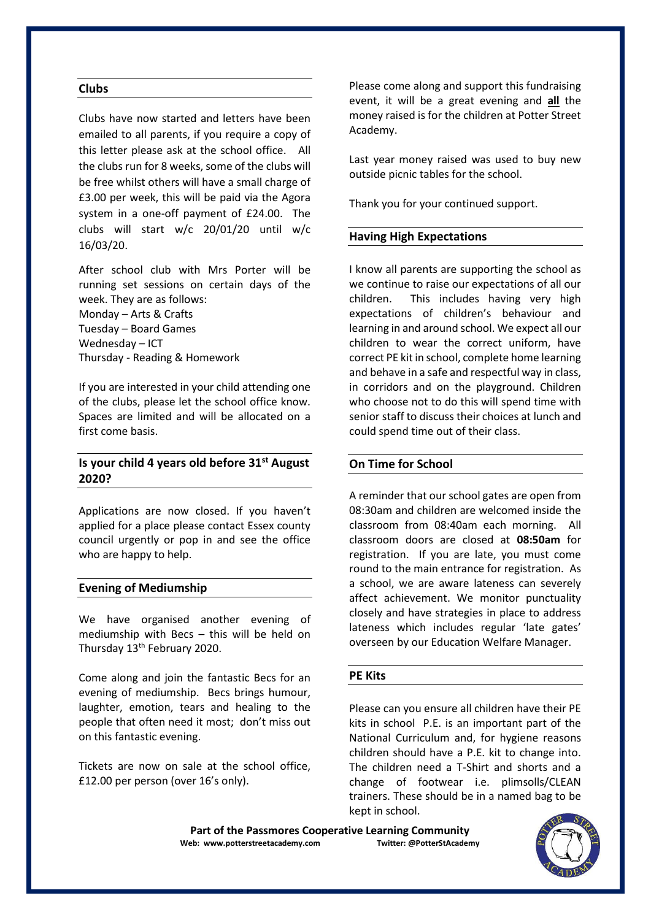## Clubs

Clubs have now started and letters have been emailed to all parents, if you require a copy of this letter please ask at the school office. All the clubs run for 8 weeks, some of the clubs will be free whilst others will have a small charge of £3.00 per week, this will be paid via the Agora system in a one-off payment of £24.00. The clubs will start w/c 20/01/20 until w/c 16/03/20.

After school club with Mrs Porter will be running set sessions on certain days of the week. They are as follows:
Monday – Arts & Crafts
Tuesday – Board Games
Wednesday – ICT
Thursday - Reading & Homework

If you are interested in your child attending one of the clubs, please let the school office know. Spaces are limited and will be allocated on a first come basis.

## Is your child 4 years old before 31st August 2020?

Applications are now closed. If you haven't applied for a place please contact Essex county council urgently or pop in and see the office who are happy to help.

## Evening of Mediumship

We have organised another evening of mediumship with Becs – this will be held on Thursday 13th February 2020.

Come along and join the fantastic Becs for an evening of mediumship. Becs brings humour, laughter, emotion, tears and healing to the people that often need it most; don't miss out on this fantastic evening.

Tickets are now on sale at the school office, £12.00 per person (over 16's only).

Please come along and support this fundraising event, it will be a great evening and **all** the money raised is for the children at Potter Street Academy.

Last year money raised was used to buy new outside picnic tables for the school.

Thank you for your continued support.

## Having High Expectations

I know all parents are supporting the school as we continue to raise our expectations of all our children. This includes having very high expectations of children's behaviour and learning in and around school. We expect all our children to wear the correct uniform, have correct PE kit in school, complete home learning and behave in a safe and respectful way in class, in corridors and on the playground. Children who choose not to do this will spend time with senior staff to discuss their choices at lunch and could spend time out of their class.

## On Time for School

A reminder that our school gates are open from 08:30am and children are welcomed inside the classroom from 08:40am each morning. All classroom doors are closed at **08:50am** for registration. If you are late, you must come round to the main entrance for registration. As a school, we are aware lateness can severely affect achievement. We monitor punctuality closely and have strategies in place to address lateness which includes regular 'late gates' overseen by our Education Welfare Manager.

## PE Kits

Please can you ensure all children have their PE kits in school P.E. is an important part of the National Curriculum and, for hygiene reasons children should have a P.E. kit to change into. The children need a T-Shirt and shorts and a change of footwear i.e. plimsolls/CLEAN trainers. These should be in a named bag to be kept in school.

**Part of the Passmores Cooperative Learning Community**
**Web: www.potterstreetacademy.com Twitter: @PotterStAcademy**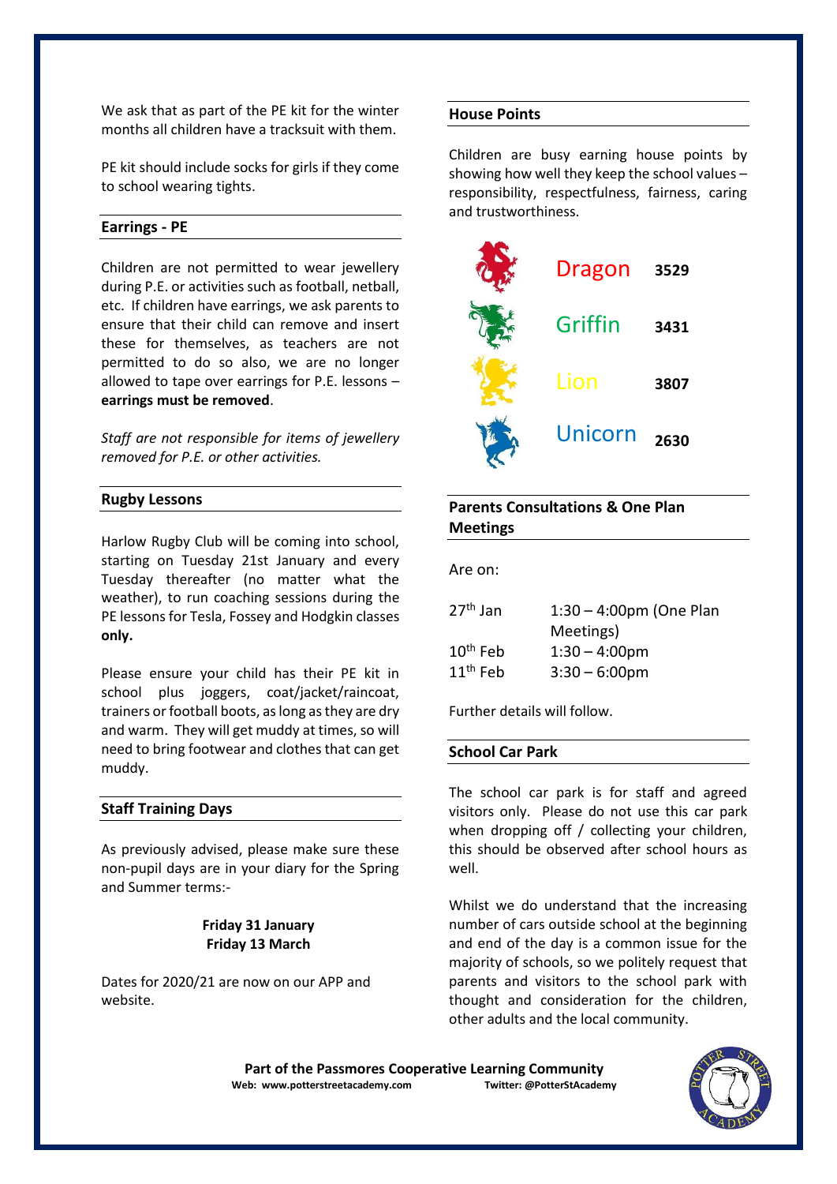We ask that as part of the PE kit for the winter months all children have a tracksuit with them.

PE kit should include socks for girls if they come to school wearing tights.

## Earrings - PE

Children are not permitted to wear jewellery during P.E. or activities such as football, netball, etc. If children have earrings, we ask parents to ensure that their child can remove and insert these for themselves, as teachers are not permitted to do so also, we are no longer allowed to tape over earrings for P.E. lessons – **earrings must be removed**.

*Staff are not responsible for items of jewellery removed for P.E. or other activities.*

## Rugby Lessons

Harlow Rugby Club will be coming into school, starting on Tuesday 21st January and every Tuesday thereafter (no matter what the weather), to run coaching sessions during the PE lessons for Tesla, Fossey and Hodgkin classes **only.**

Please ensure your child has their PE kit in school plus joggers, coat/jacket/raincoat, trainers or football boots, as long as they are dry and warm. They will get muddy at times, so will need to bring footwear and clothes that can get muddy.

## Staff Training Days

As previously advised, please make sure these non-pupil days are in your diary for the Spring and Summer terms:-

**Friday 31 January**
**Friday 13 March**

Dates for 2020/21 are now on our APP and website.

## House Points

Children are busy earning house points by showing how well they keep the school values – responsibility, respectfulness, fairness, caring and trustworthiness.

| House | Points |
|---|---|
| Dragon | **3529** |
| Griffin | **3431** |
| Lion | **3807** |
| Unicorn | **2630** |

## Parents Consultations & One Plan Meetings

Are on:

| | |
|---|---|
| 27th Jan | 1:30 – 4:00pm (One Plan Meetings) |
| 10th Feb | 1:30 – 4:00pm |
| 11th Feb | 3:30 – 6:00pm |

Further details will follow.

## School Car Park

The school car park is for staff and agreed visitors only. Please do not use this car park when dropping off / collecting your children, this should be observed after school hours as well.

Whilst we do understand that the increasing number of cars outside school at the beginning and end of the day is a common issue for the majority of schools, so we politely request that parents and visitors to the school park with thought and consideration for the children, other adults and the local community.

**Part of the Passmores Cooperative Learning Community**
**Web: www.potterstreetacademy.com Twitter: @PotterStAcademy**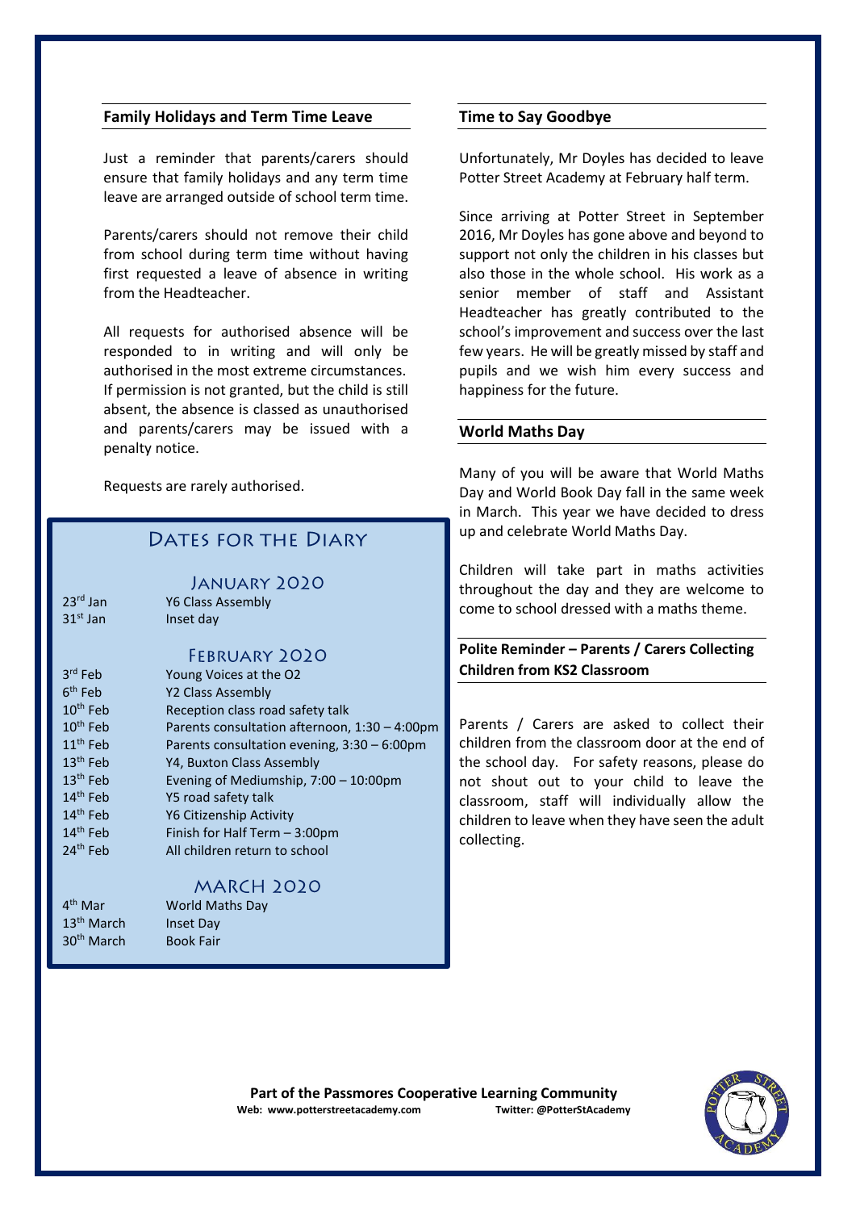## Family Holidays and Term Time Leave

Just a reminder that parents/carers should ensure that family holidays and any term time leave are arranged outside of school term time.

Parents/carers should not remove their child from school during term time without having first requested a leave of absence in writing from the Headteacher.

All requests for authorised absence will be responded to in writing and will only be authorised in the most extreme circumstances. If permission is not granted, but the child is still absent, the absence is classed as unauthorised and parents/carers may be issued with a penalty notice.

Requests are rarely authorised.

## Dates for the Diary

### January 2020

| | |
|---|---|
| 23rd Jan | Y6 Class Assembly |
| 31st Jan | Inset day |

### February 2020

| | |
|---|---|
| 3rd Feb | Young Voices at the O2 |
| 6th Feb | Y2 Class Assembly |
| 10th Feb | Reception class road safety talk |
| 10th Feb | Parents consultation afternoon, 1:30 – 4:00pm |
| 11th Feb | Parents consultation evening, 3:30 – 6:00pm |
| 13th Feb | Y4, Buxton Class Assembly |
| 13th Feb | Evening of Mediumship, 7:00 – 10:00pm |
| 14th Feb | Y5 road safety talk |
| 14th Feb | Y6 Citizenship Activity |
| 14th Feb | Finish for Half Term – 3:00pm |
| 24th Feb | All children return to school |

### March 2020

| | |
|---|---|
| 4th Mar | World Maths Day |
| 13th March | Inset Day |
| 30th March | Book Fair |

## Time to Say Goodbye

Unfortunately, Mr Doyles has decided to leave Potter Street Academy at February half term.

Since arriving at Potter Street in September 2016, Mr Doyles has gone above and beyond to support not only the children in his classes but also those in the whole school. His work as a senior member of staff and Assistant Headteacher has greatly contributed to the school's improvement and success over the last few years. He will be greatly missed by staff and pupils and we wish him every success and happiness for the future.

## World Maths Day

Many of you will be aware that World Maths Day and World Book Day fall in the same week in March. This year we have decided to dress up and celebrate World Maths Day.

Children will take part in maths activities throughout the day and they are welcome to come to school dressed with a maths theme.

## Polite Reminder – Parents / Carers Collecting Children from KS2 Classroom

Parents / Carers are asked to collect their children from the classroom door at the end of the school day. For safety reasons, please do not shout out to your child to leave the classroom, staff will individually allow the children to leave when they have seen the adult collecting.

**Part of the Passmores Cooperative Learning Community**

**Web: www.potterstreetacademy.com** **Twitter: @PotterStAcademy**